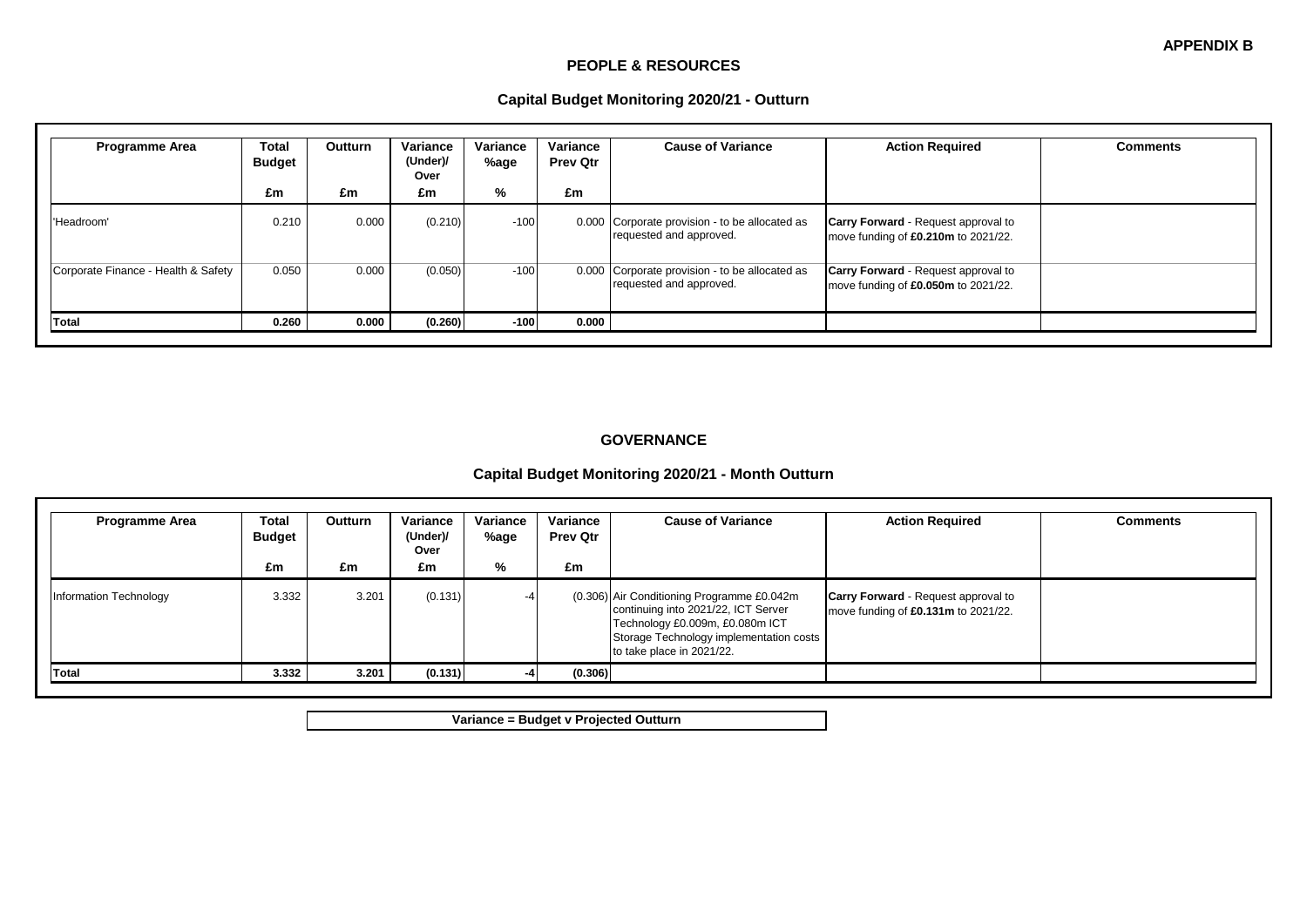**APPENDIX B**

## PEOPLE & RESOURCES

### Capital Budget Monitoring 2020/21 - Outturn

| Programme Area | Total Budget | Outturn | Variance (Under)/ Over | Variance %age | Variance Prev Qtr | Cause of Variance | Action Required | Comments |
|---|---|---|---|---|---|---|---|---|
| | £m | £m | £m | % | £m | | | |
| 'Headroom' | 0.210 | 0.000 | (0.210) | -100 | 0.000 | Corporate provision - to be allocated as requested and approved. | **Carry Forward** - Request approval to move funding of **£0.210m** to 2021/22. | |
| Corporate Finance - Health & Safety | 0.050 | 0.000 | (0.050) | -100 | 0.000 | Corporate provision - to be allocated as requested and approved. | **Carry Forward** - Request approval to move funding of **£0.050m** to 2021/22. | |
| **Total** | **0.260** | **0.000** | **(0.260)** | **-100** | **0.000** | | | |

## GOVERNANCE

### Capital Budget Monitoring 2020/21 - Month Outturn

| Programme Area | Total Budget | Outturn | Variance (Under)/ Over | Variance %age | Variance Prev Qtr | Cause of Variance | Action Required | Comments |
|---|---|---|---|---|---|---|---|---|
| | £m | £m | £m | % | £m | | | |
| Information Technology | 3.332 | 3.201 | (0.131) | -4 | (0.306) | Air Conditioning Programme £0.042m continuing into 2021/22, ICT Server Technology £0.009m, £0.080m ICT Storage Technology implementation costs to take place in 2021/22. | **Carry Forward** - Request approval to move funding of **£0.131m** to 2021/22. | |
| **Total** | **3.332** | **3.201** | **(0.131)** | **-4** | **(0.306)** | | | |

**Variance = Budget v Projected Outturn**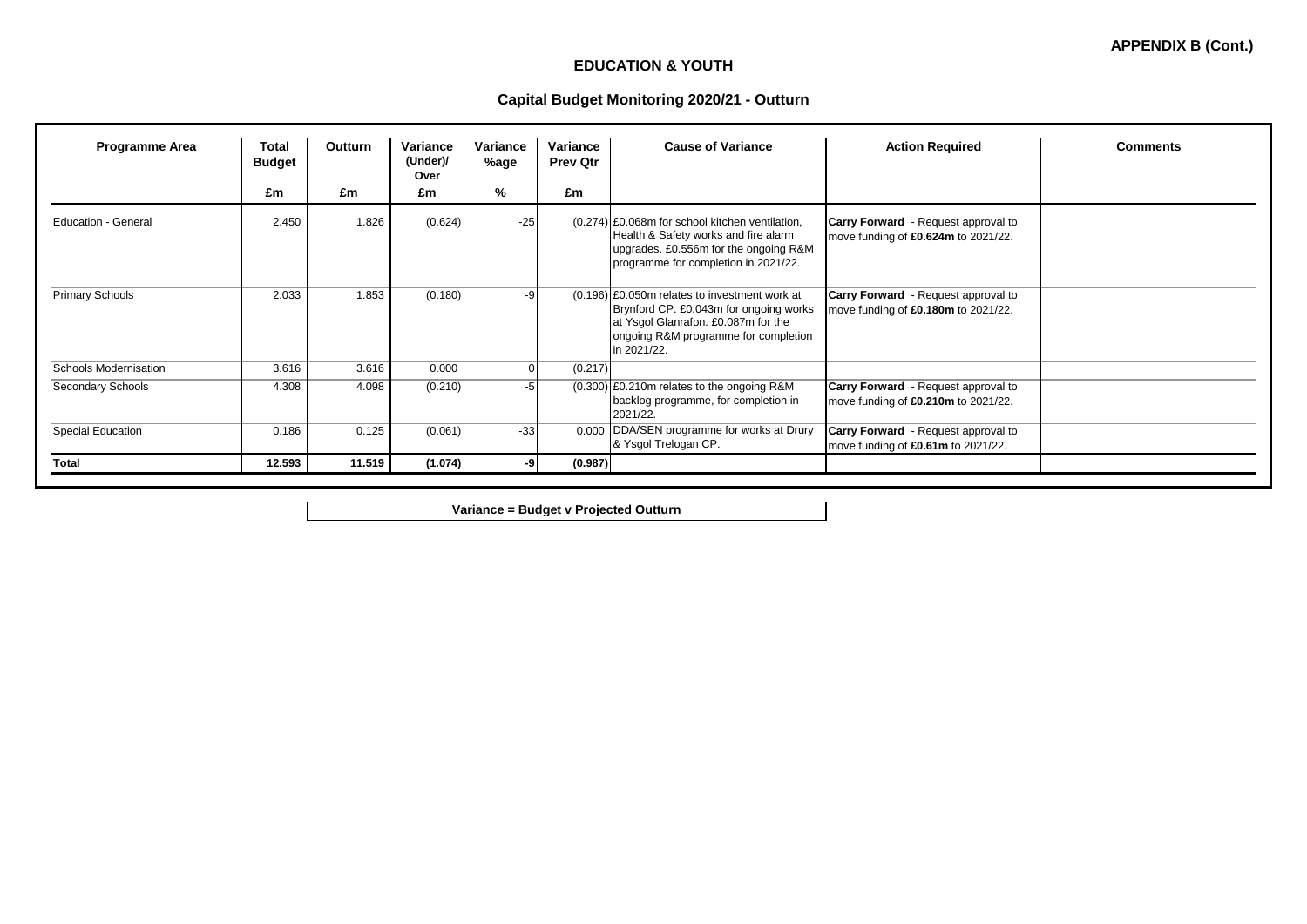**APPENDIX B (Cont.)**

## EDUCATION & YOUTH

### Capital Budget Monitoring 2020/21 - Outturn

| Programme Area | Total Budget | Outturn | Variance (Under)/ Over | Variance %age | Variance Prev Qtr | Cause of Variance | Action Required | Comments |
|---|---|---|---|---|---|---|---|---|
| | £m | £m | £m | % | £m | | | |
| Education - General | 2.450 | 1.826 | (0.624) | -25 | (0.274) | £0.068m for school kitchen ventilation, Health & Safety works and fire alarm upgrades. £0.556m for the ongoing R&M programme for completion in 2021/22. | **Carry Forward** - Request approval to move funding of **£0.624m** to 2021/22. | |
| Primary Schools | 2.033 | 1.853 | (0.180) | -9 | (0.196) | £0.050m relates to investment work at Brynford CP. £0.043m for ongoing works at Ysgol Glanrafon. £0.087m for the ongoing R&M programme for completion in 2021/22. | **Carry Forward** - Request approval to move funding of **£0.180m** to 2021/22. | |
| Schools Modernisation | 3.616 | 3.616 | 0.000 | 0 | (0.217) | | | |
| Secondary Schools | 4.308 | 4.098 | (0.210) | -5 | (0.300) | £0.210m relates to the ongoing R&M backlog programme, for completion in 2021/22. | **Carry Forward** - Request approval to move funding of **£0.210m** to 2021/22. | |
| Special Education | 0.186 | 0.125 | (0.061) | -33 | 0.000 | DDA/SEN programme for works at Drury & Ysgol Trelogan CP. | **Carry Forward** - Request approval to move funding of **£0.61m** to 2021/22. | |
| **Total** | **12.593** | **11.519** | **(1.074)** | **-9** | **(0.987)** | | | |

**Variance = Budget v Projected Outturn**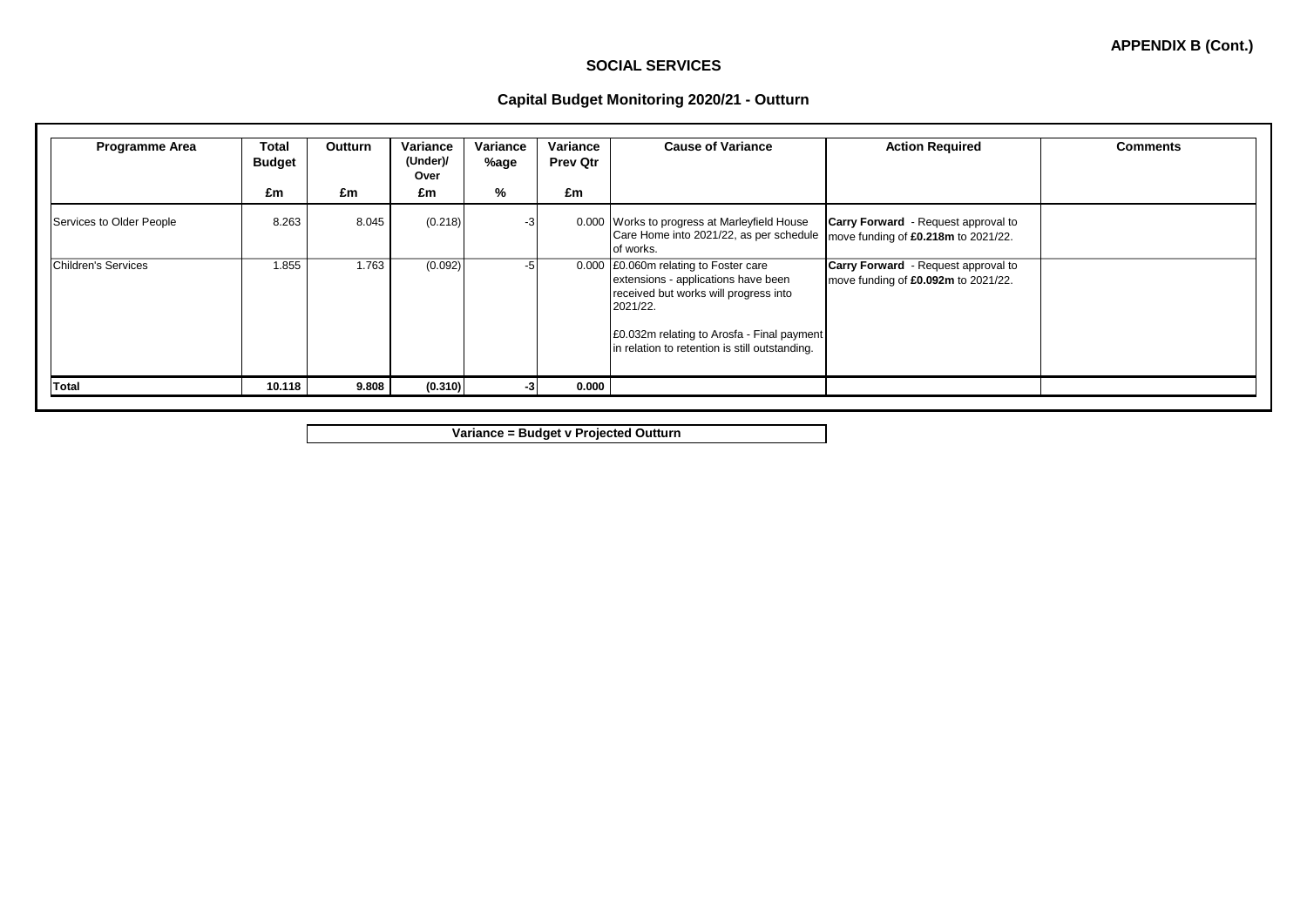**APPENDIX B (Cont.)**

## SOCIAL SERVICES

### Capital Budget Monitoring 2020/21 - Outturn

| Programme Area | Total Budget | Outturn | Variance (Under)/ Over | Variance %age | Variance Prev Qtr | Cause of Variance | Action Required | Comments |
|---|---|---|---|---|---|---|---|---|
| | £m | £m | £m | % | £m | | | |
| Services to Older People | 8.263 | 8.045 | (0.218) | -3 | 0.000 | Works to progress at Marleyfield House Care Home into 2021/22, as per schedule of works. | **Carry Forward** - Request approval to move funding of **£0.218m** to 2021/22. | |
| Children's Services | 1.855 | 1.763 | (0.092) | -5 | 0.000 | £0.060m relating to Foster care extensions - applications have been received but works will progress into 2021/22.<br><br>£0.032m relating to Arosfa - Final payment in relation to retention is still outstanding. | **Carry Forward** - Request approval to move funding of **£0.092m** to 2021/22. | |
| **Total** | **10.118** | **9.808** | **(0.310)** | **-3** | **0.000** | | | |

**Variance = Budget v Projected Outturn**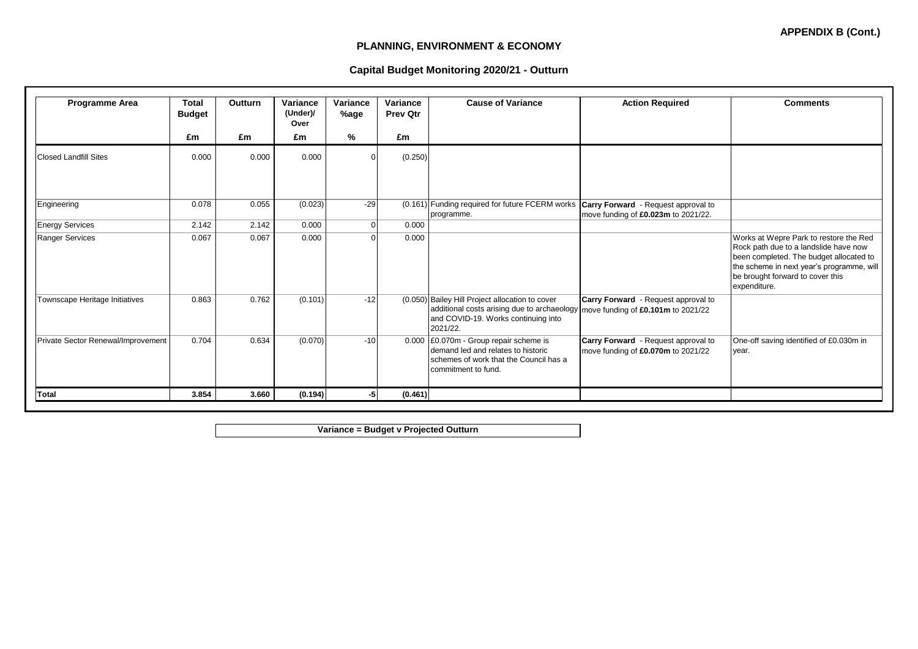**APPENDIX B (Cont.)**

# PLANNING, ENVIRONMENT & ECONOMY

## Capital Budget Monitoring 2020/21 - Outturn

| Programme Area | Total Budget | Outturn | Variance (Under)/ Over | Variance %age | Variance Prev Qtr | Cause of Variance | Action Required | Comments |
|---|---|---|---|---|---|---|---|---|
| | £m | £m | £m | % | £m | | | |
| Closed Landfill Sites | 0.000 | 0.000 | 0.000 | 0 | (0.250) | | | |
| Engineering | 0.078 | 0.055 | (0.023) | -29 | (0.161) | Funding required for future FCERM works programme. | **Carry Forward** - Request approval to move funding of **£0.023m** to 2021/22. | |
| Energy Services | 2.142 | 2.142 | 0.000 | 0 | 0.000 | | | |
| Ranger Services | 0.067 | 0.067 | 0.000 | 0 | 0.000 | | | Works at Wepre Park to restore the Red Rock path due to a landslide have now been completed. The budget allocated to the scheme in next year's programme, will be brought forward to cover this expenditure. |
| Townscape Heritage Initiatives | 0.863 | 0.762 | (0.101) | -12 | (0.050) | Bailey Hill Project allocation to cover additional costs arising due to archaeology and COVID-19. Works continuing into 2021/22. | **Carry Forward** - Request approval to move funding of **£0.101m** to 2021/22 | |
| Private Sector Renewal/Improvement | 0.704 | 0.634 | (0.070) | -10 | 0.000 | £0.070m - Group repair scheme is demand led and relates to historic schemes of work that the Council has a commitment to fund. | **Carry Forward** - Request approval to move funding of **£0.070m** to 2021/22 | One-off saving identified of £0.030m in year. |
| **Total** | **3.854** | **3.660** | **(0.194)** | **-5** | **(0.461)** | | | |

**Variance = Budget v Projected Outturn**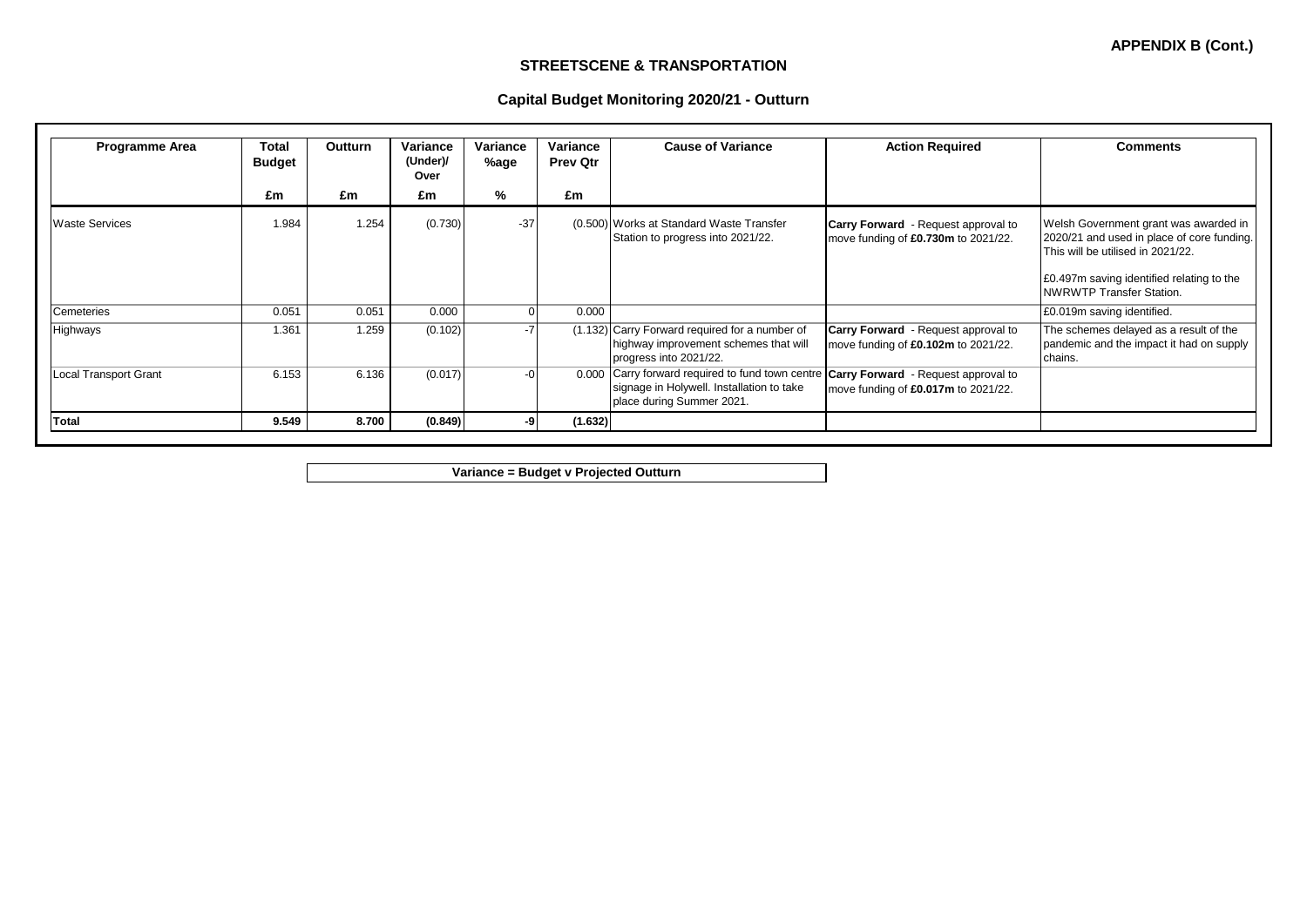**APPENDIX B (Cont.)**

## STREETSCENE & TRANSPORTATION

### Capital Budget Monitoring 2020/21 - Outturn

| Programme Area | Total Budget | Outturn | Variance (Under)/ Over | Variance %age | Variance Prev Qtr | Cause of Variance | Action Required | Comments |
|---|---|---|---|---|---|---|---|---|
| | £m | £m | £m | % | £m | | | |
| Waste Services | 1.984 | 1.254 | (0.730) | -37 | (0.500) | Works at Standard Waste Transfer Station to progress into 2021/22. | **Carry Forward** - Request approval to move funding of **£0.730m** to 2021/22. | Welsh Government grant was awarded in 2020/21 and used in place of core funding. This will be utilised in 2021/22. £0.497m saving identified relating to the NWRWTP Transfer Station. |
| Cemeteries | 0.051 | 0.051 | 0.000 | 0 | 0.000 | | | £0.019m saving identified. |
| Highways | 1.361 | 1.259 | (0.102) | -7 | (1.132) | Carry Forward required for a number of highway improvement schemes that will progress into 2021/22. | **Carry Forward** - Request approval to move funding of **£0.102m** to 2021/22. | The schemes delayed as a result of the pandemic and the impact it had on supply chains. |
| Local Transport Grant | 6.153 | 6.136 | (0.017) | -0 | 0.000 | Carry forward required to fund town centre signage in Holywell. Installation to take place during Summer 2021. | **Carry Forward** - Request approval to move funding of **£0.017m** to 2021/22. | |
| **Total** | **9.549** | **8.700** | **(0.849)** | **-9** | **(1.632)** | | | |

**Variance = Budget v Projected Outturn**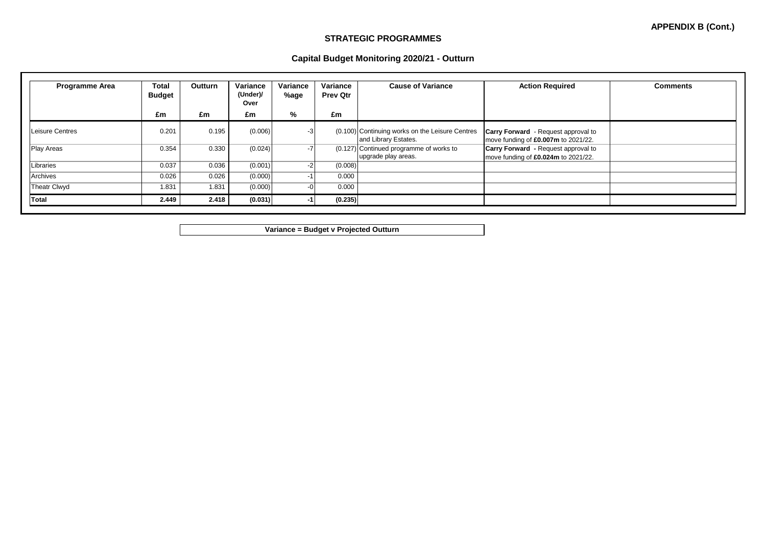**APPENDIX B (Cont.)**

## STRATEGIC PROGRAMMES

### Capital Budget Monitoring 2020/21 - Outturn

| Programme Area | Total Budget | Outturn | Variance (Under)/ Over | Variance %age | Variance Prev Qtr | Cause of Variance | Action Required | Comments |
|---|---|---|---|---|---|---|---|---|
| | £m | £m | £m | % | £m | | | |
| Leisure Centres | 0.201 | 0.195 | (0.006) | -3 | (0.100) | Continuing works on the Leisure Centres and Library Estates. | **Carry Forward** - Request approval to move funding of **£0.007m** to 2021/22. | |
| Play Areas | 0.354 | 0.330 | (0.024) | -7 | (0.127) | Continued programme of works to upgrade play areas. | **Carry Forward** - Request approval to move funding of **£0.024m** to 2021/22. | |
| Libraries | 0.037 | 0.036 | (0.001) | -2 | (0.008) | | | |
| Archives | 0.026 | 0.026 | (0.000) | -1 | 0.000 | | | |
| Theatr Clwyd | 1.831 | 1.831 | (0.000) | -0 | 0.000 | | | |
| **Total** | **2.449** | **2.418** | **(0.031)** | **-1** | **(0.235)** | | | |

**Variance = Budget v Projected Outturn**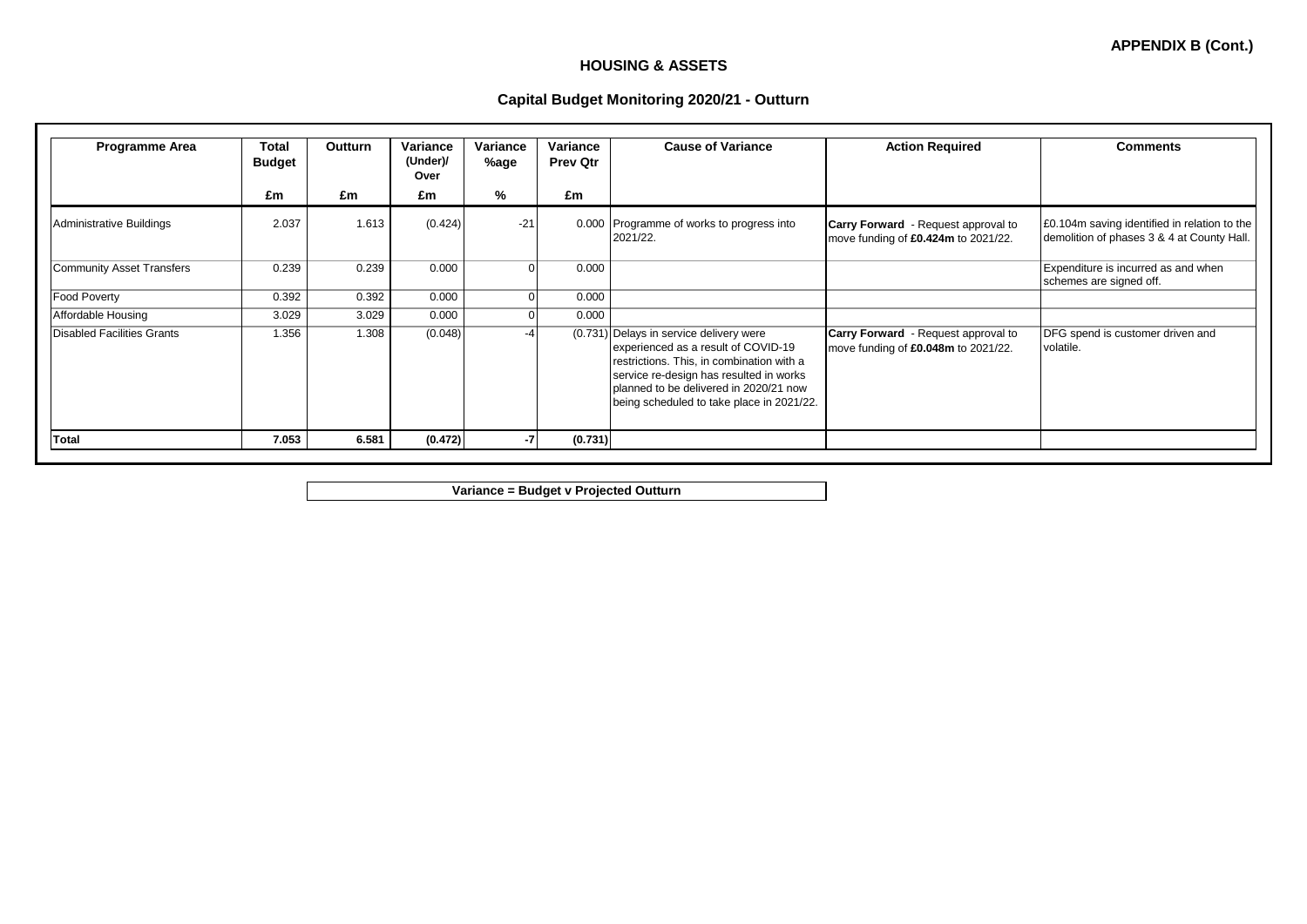**APPENDIX B (Cont.)**

## HOUSING & ASSETS

### Capital Budget Monitoring 2020/21 - Outturn

| Programme Area | Total Budget | Outturn | Variance (Under)/ Over | Variance %age | Variance Prev Qtr | Cause of Variance | Action Required | Comments |
|---|---|---|---|---|---|---|---|---|
| | £m | £m | £m | % | £m | | | |
| Administrative Buildings | 2.037 | 1.613 | (0.424) | -21 | 0.000 | Programme of works to progress into 2021/22. | **Carry Forward** - Request approval to move funding of **£0.424m** to 2021/22. | £0.104m saving identified in relation to the demolition of phases 3 & 4 at County Hall. |
| Community Asset Transfers | 0.239 | 0.239 | 0.000 | 0 | 0.000 | | | Expenditure is incurred as and when schemes are signed off. |
| Food Poverty | 0.392 | 0.392 | 0.000 | 0 | 0.000 | | | |
| Affordable Housing | 3.029 | 3.029 | 0.000 | 0 | 0.000 | | | |
| Disabled Facilities Grants | 1.356 | 1.308 | (0.048) | -4 | (0.731) | Delays in service delivery were experienced as a result of COVID-19 restrictions. This, in combination with a service re-design has resulted in works planned to be delivered in 2020/21 now being scheduled to take place in 2021/22. | **Carry Forward** - Request approval to move funding of **£0.048m** to 2021/22. | DFG spend is customer driven and volatile. |
| **Total** | **7.053** | **6.581** | **(0.472)** | **-7** | **(0.731)** | | | |

**Variance = Budget v Projected Outturn**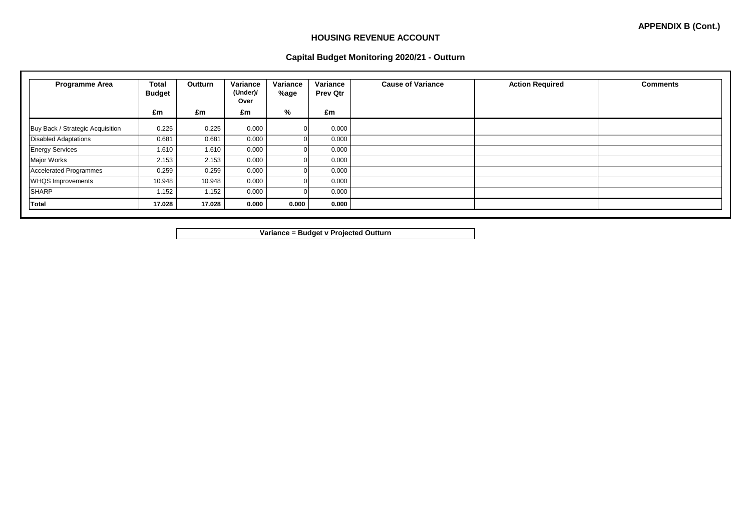**APPENDIX B (Cont.)**

## HOUSING REVENUE ACCOUNT

### Capital Budget Monitoring 2020/21 - Outturn

| Programme Area | Total Budget | Outturn | Variance (Under)/ Over | Variance %age | Variance Prev Qtr | Cause of Variance | Action Required | Comments |
|---|---|---|---|---|---|---|---|---|
| | £m | £m | £m | % | £m | | | |
| Buy Back / Strategic Acquisition | 0.225 | 0.225 | 0.000 | 0 | 0.000 | | | |
| Disabled Adaptations | 0.681 | 0.681 | 0.000 | 0 | 0.000 | | | |
| Energy Services | 1.610 | 1.610 | 0.000 | 0 | 0.000 | | | |
| Major Works | 2.153 | 2.153 | 0.000 | 0 | 0.000 | | | |
| Accelerated Programmes | 0.259 | 0.259 | 0.000 | 0 | 0.000 | | | |
| WHQS Improvements | 10.948 | 10.948 | 0.000 | 0 | 0.000 | | | |
| SHARP | 1.152 | 1.152 | 0.000 | 0 | 0.000 | | | |
| **Total** | **17.028** | **17.028** | **0.000** | **0.000** | **0.000** | | | |

**Variance = Budget v Projected Outturn**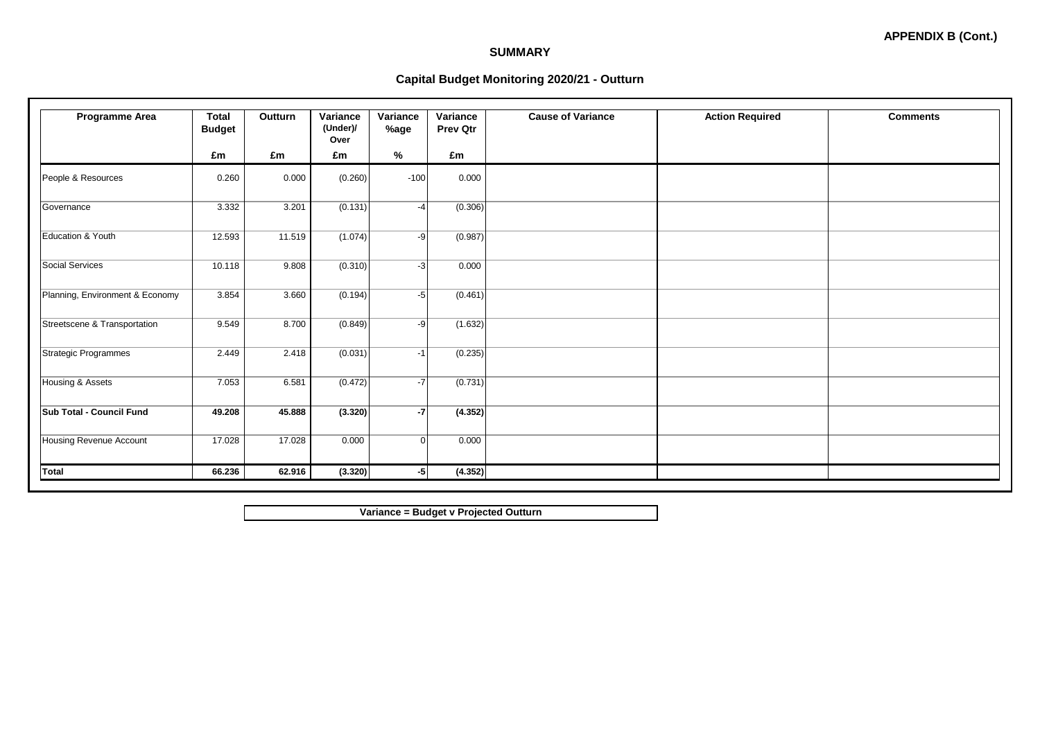**APPENDIX B (Cont.)**

## SUMMARY

### Capital Budget Monitoring 2020/21 - Outturn

| Programme Area | Total Budget | Outturn | Variance (Under)/ Over | Variance %age | Variance Prev Qtr | Cause of Variance | Action Required | Comments |
|---|---|---|---|---|---|---|---|---|
| | £m | £m | £m | % | £m | | | |
| People & Resources | 0.260 | 0.000 | (0.260) | -100 | 0.000 | | | |
| Governance | 3.332 | 3.201 | (0.131) | -4 | (0.306) | | | |
| Education & Youth | 12.593 | 11.519 | (1.074) | -9 | (0.987) | | | |
| Social Services | 10.118 | 9.808 | (0.310) | -3 | 0.000 | | | |
| Planning, Environment & Economy | 3.854 | 3.660 | (0.194) | -5 | (0.461) | | | |
| Streetscene & Transportation | 9.549 | 8.700 | (0.849) | -9 | (1.632) | | | |
| Strategic Programmes | 2.449 | 2.418 | (0.031) | -1 | (0.235) | | | |
| Housing & Assets | 7.053 | 6.581 | (0.472) | -7 | (0.731) | | | |
| **Sub Total - Council Fund** | **49.208** | **45.888** | **(3.320)** | **-7** | **(4.352)** | | | |
| Housing Revenue Account | 17.028 | 17.028 | 0.000 | 0 | 0.000 | | | |
| **Total** | **66.236** | **62.916** | **(3.320)** | **-5** | **(4.352)** | | | |

**Variance = Budget v Projected Outturn**